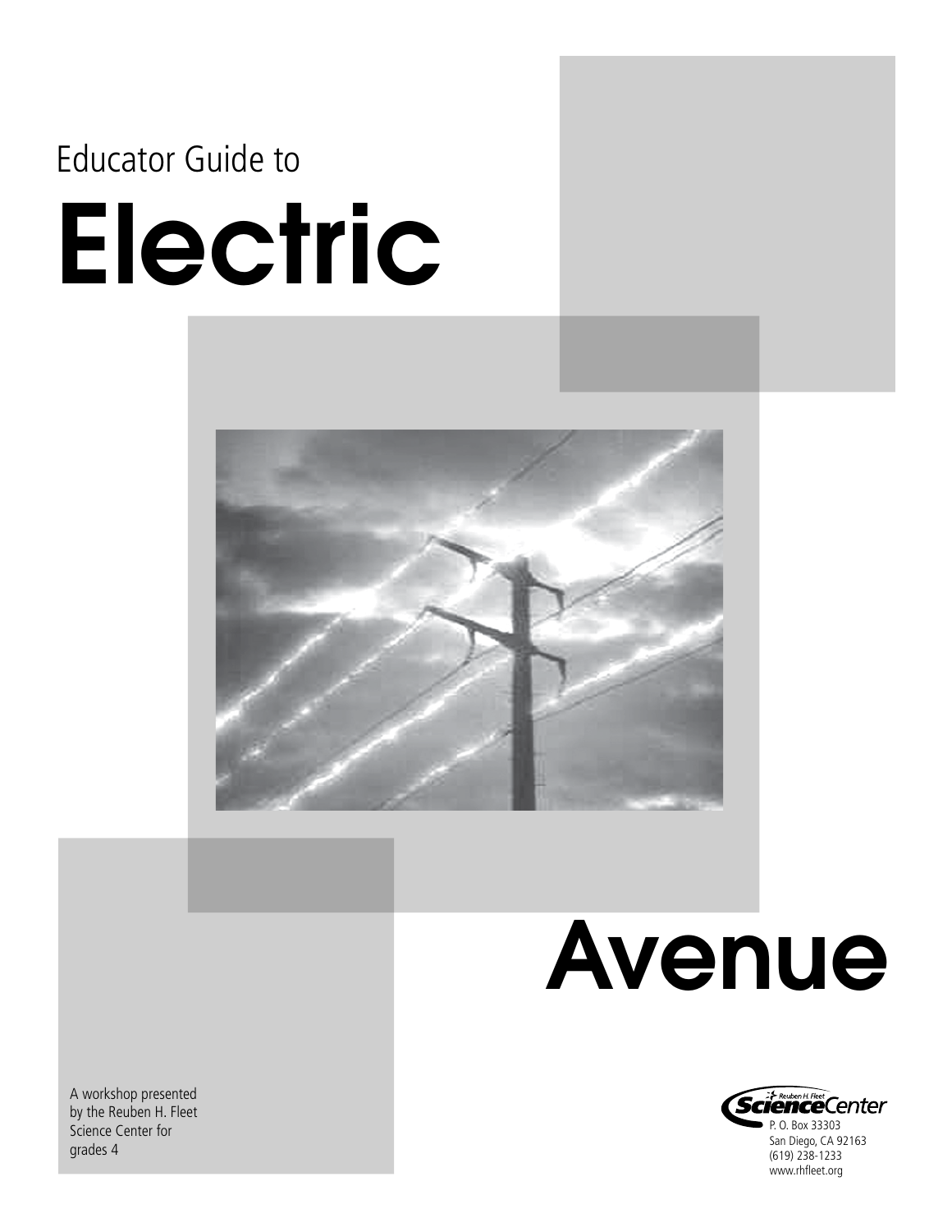Educator Guide to

# Electric Avenue

A workshop presented by the Reuben H. Fleet Science Center for grades 4

Reuben H. Fleet Science Center
P. O. Box 33303
San Diego, CA 92163
(619) 238-1233
www.rhfleet.org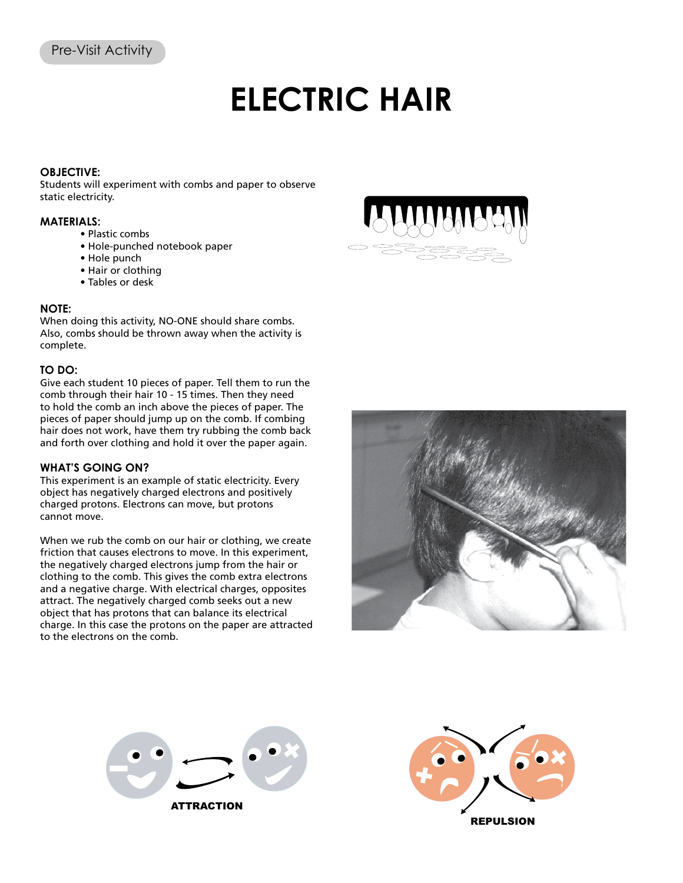Pre-Visit Activity

# ELECTRIC HAIR

**OBJECTIVE:**
Students will experiment with combs and paper to observe static electricity.

**MATERIALS:**

- Plastic combs
- Hole-punched notebook paper
- Hole punch
- Hair or clothing
- Tables or desk

**NOTE:**
When doing this activity, NO-ONE should share combs. Also, combs should be thrown away when the activity is complete.

**TO DO:**
Give each student 10 pieces of paper. Tell them to run the comb through their hair 10 - 15 times. Then they need to hold the comb an inch above the pieces of paper. The pieces of paper should jump up on the comb. If combing hair does not work, have them try rubbing the comb back and forth over clothing and hold it over the paper again.

**WHAT'S GOING ON?**
This experiment is an example of static electricity. Every object has negatively charged electrons and positively charged protons. Electrons can move, but protons cannot move.

When we rub the comb on our hair or clothing, we create friction that causes electrons to move. In this experiment, the negatively charged electrons jump from the hair or clothing to the comb. This gives the comb extra electrons and a negative charge. With electrical charges, opposites attract. The negatively charged comb seeks out a new object that has protons that can balance its electrical charge. In this case the protons on the paper are attracted to the electrons on the comb.

ATTRACTION

REPULSION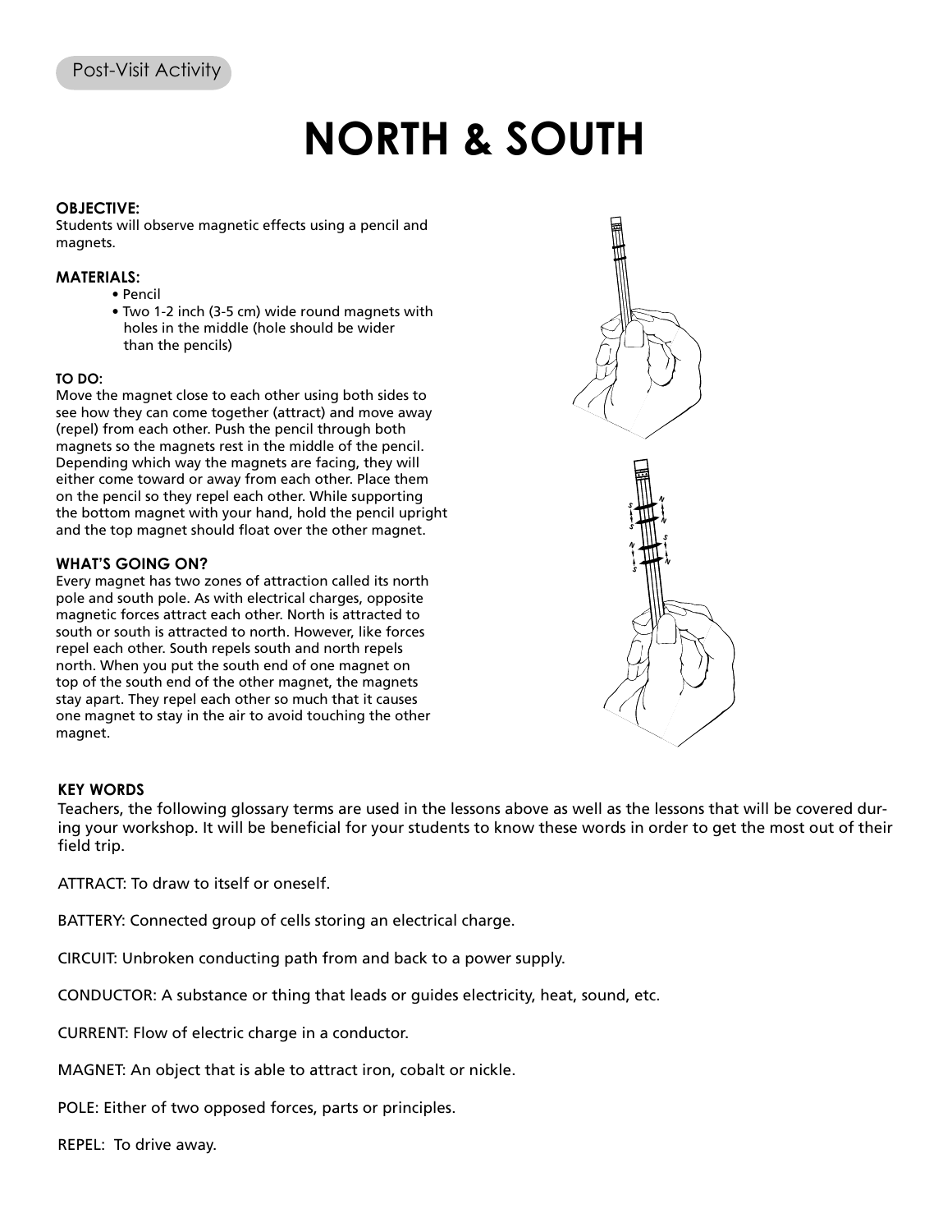Post-Visit Activity

# NORTH & SOUTH

**OBJECTIVE:**
Students will observe magnetic effects using a pencil and magnets.

**MATERIALS:**

- Pencil
- Two 1-2 inch (3-5 cm) wide round magnets with holes in the middle (hole should be wider than the pencils)

**TO DO:**
Move the magnet close to each other using both sides to see how they can come together (attract) and move away (repel) from each other. Push the pencil through both magnets so the magnets rest in the middle of the pencil. Depending which way the magnets are facing, they will either come toward or away from each other. Place them on the pencil so they repel each other. While supporting the bottom magnet with your hand, hold the pencil upright and the top magnet should float over the other magnet.

**WHAT'S GOING ON?**
Every magnet has two zones of attraction called its north pole and south pole. As with electrical charges, opposite magnetic forces attract each other. North is attracted to south or south is attracted to north. However, like forces repel each other. South repels south and north repels north. When you put the south end of one magnet on top of the south end of the other magnet, the magnets stay apart. They repel each other so much that it causes one magnet to stay in the air to avoid touching the other magnet.

**KEY WORDS**
Teachers, the following glossary terms are used in the lessons above as well as the lessons that will be covered during your workshop. It will be beneficial for your students to know these words in order to get the most out of their field trip.

ATTRACT: To draw to itself or oneself.

BATTERY: Connected group of cells storing an electrical charge.

CIRCUIT: Unbroken conducting path from and back to a power supply.

CONDUCTOR: A substance or thing that leads or guides electricity, heat, sound, etc.

CURRENT: Flow of electric charge in a conductor.

MAGNET: An object that is able to attract iron, cobalt or nickle.

POLE: Either of two opposed forces, parts or principles.

REPEL: To drive away.